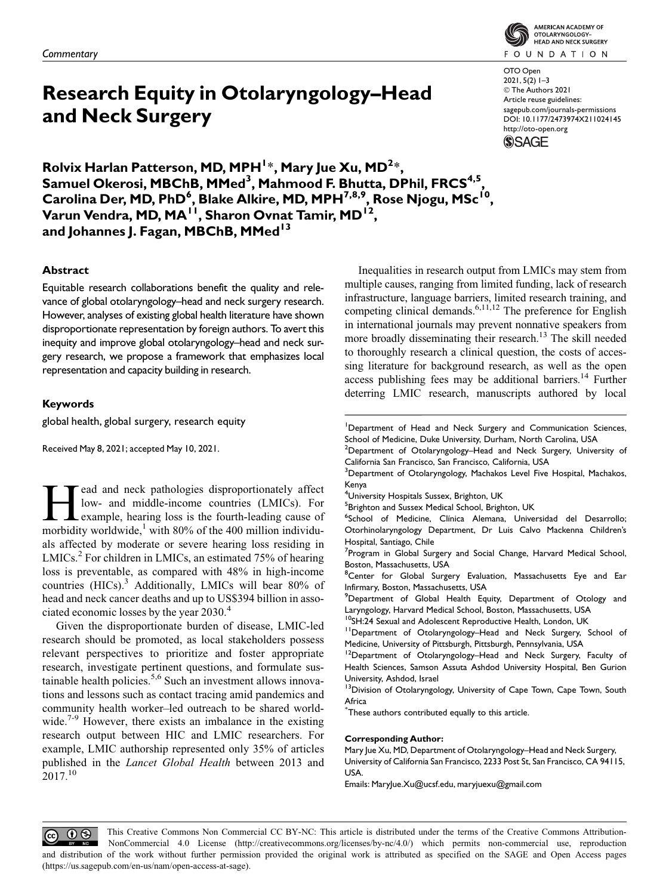*Commentary*

# Research Equity in Otolaryngology–Head and Neck Surgery

OTO Open
2021, 5(2) 1–3
© The Authors 2021
Article reuse guidelines: sagepub.com/journals-permissions
DOI: 10.1177/2473974X211024145
http://oto-open.org

**Rolvix Harlan Patterson, MD, MPH[1]*, Mary Jue Xu, MD[2]*, Samuel Okerosi, MBChB, MMed[3], Mahmood F. Bhutta, DPhil, FRCS[4,5], Carolina Der, MD, PhD[6], Blake Alkire, MD, MPH[7,8,9], Rose Njogu, MSc[10], Varun Vendra, MD, MA[11], Sharon Ovnat Tamir, MD[12], and Johannes J. Fagan, MBChB, MMed[13]**

## Abstract

Equitable research collaborations benefit the quality and relevance of global otolaryngology–head and neck surgery research. However, analyses of existing global health literature have shown disproportionate representation by foreign authors. To avert this inequity and improve global otolaryngology–head and neck surgery research, we propose a framework that emphasizes local representation and capacity building in research.

## Keywords

global health, global surgery, research equity

Received May 8, 2021; accepted May 10, 2021.

Head and neck pathologies disproportionately affect low- and middle-income countries (LMICs). For example, hearing loss is the fourth-leading cause of morbidity worldwide,[1] with 80% of the 400 million individuals affected by moderate or severe hearing loss residing in LMICs.[2] For children in LMICs, an estimated 75% of hearing loss is preventable, as compared with 48% in high-income countries (HICs).[3] Additionally, LMICs will bear 80% of head and neck cancer deaths and up to US$394 billion in associated economic losses by the year 2030.[4]

Given the disproportionate burden of disease, LMIC-led research should be promoted, as local stakeholders possess relevant perspectives to prioritize and foster appropriate research, investigate pertinent questions, and formulate sustainable health policies.[5,6] Such an investment allows innovations and lessons such as contact tracing amid pandemics and community health worker–led outreach to be shared worldwide.[7-9] However, there exists an imbalance in the existing research output between HIC and LMIC researchers. For example, LMIC authorship represented only 35% of articles published in the *Lancet Global Health* between 2013 and 2017.[10]

Inequalities in research output from LMICs may stem from multiple causes, ranging from limited funding, lack of research infrastructure, language barriers, limited research training, and competing clinical demands.[6,11,12] The preference for English in international journals may prevent nonnative speakers from more broadly disseminating their research.[13] The skill needed to thoroughly research a clinical question, the costs of accessing literature for background research, as well as the open access publishing fees may be additional barriers.[14] Further deterring LMIC research, manuscripts authored by local

---

[1]Department of Head and Neck Surgery and Communication Sciences, School of Medicine, Duke University, Durham, North Carolina, USA
[2]Department of Otolaryngology–Head and Neck Surgery, University of California San Francisco, San Francisco, California, USA
[3]Department of Otolaryngology, Machakos Level Five Hospital, Machakos, Kenya
[4]University Hospitals Sussex, Brighton, UK
[5]Brighton and Sussex Medical School, Brighton, UK
[6]School of Medicine, Clínica Alemana, Universidad del Desarrollo; Otorhinolaryngology Department, Dr Luis Calvo Mackenna Children's Hospital, Santiago, Chile
[7]Program in Global Surgery and Social Change, Harvard Medical School, Boston, Massachusetts, USA
[8]Center for Global Surgery Evaluation, Massachusetts Eye and Ear Infirmary, Boston, Massachusetts, USA
[9]Department of Global Health Equity, Department of Otology and Laryngology, Harvard Medical School, Boston, Massachusetts, USA
[10]SH:24 Sexual and Adolescent Reproductive Health, London, UK
[11]Department of Otolaryngology–Head and Neck Surgery, School of Medicine, University of Pittsburgh, Pittsburgh, Pennsylvania, USA
[12]Department of Otolaryngology–Head and Neck Surgery, Faculty of Health Sciences, Samson Assuta Ashdod University Hospital, Ben Gurion University, Ashdod, Israel
[13]Division of Otolaryngology, University of Cape Town, Cape Town, South Africa
*These authors contributed equally to this article.

**Corresponding Author:**
Mary Jue Xu, MD, Department of Otolaryngology–Head and Neck Surgery, University of California San Francisco, 2233 Post St, San Francisco, CA 94115, USA.
Emails: MaryJue.Xu@ucsf.edu, maryjuexu@gmail.com

This Creative Commons Non Commercial CC BY-NC: This article is distributed under the terms of the Creative Commons Attribution-NonCommercial 4.0 License (http://creativecommons.org/licenses/by-nc/4.0/) which permits non-commercial use, reproduction and distribution of the work without further permission provided the original work is attributed as specified on the SAGE and Open Access pages (https://us.sagepub.com/en-us/nam/open-access-at-sage).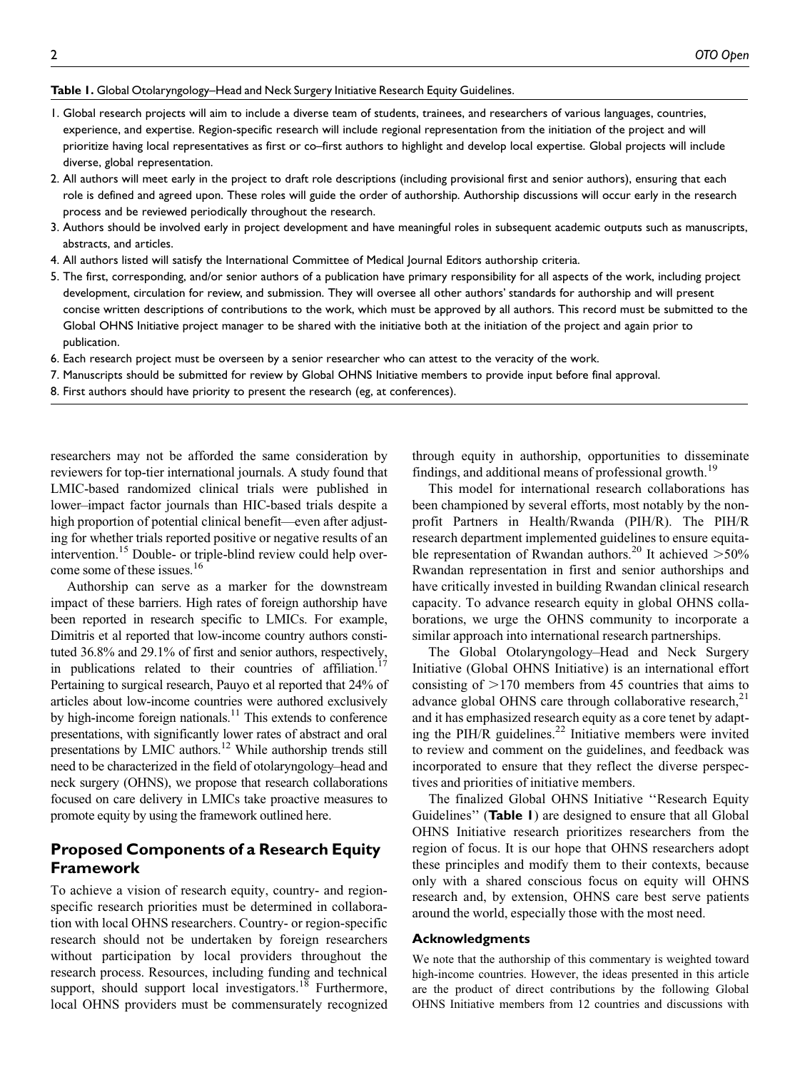**Table 1.** Global Otolaryngology–Head and Neck Surgery Initiative Research Equity Guidelines.

1. Global research projects will aim to include a diverse team of students, trainees, and researchers of various languages, countries, experience, and expertise. Region-specific research will include regional representation from the initiation of the project and will prioritize having local representatives as first or co–first authors to highlight and develop local expertise. Global projects will include diverse, global representation.
2. All authors will meet early in the project to draft role descriptions (including provisional first and senior authors), ensuring that each role is defined and agreed upon. These roles will guide the order of authorship. Authorship discussions will occur early in the research process and be reviewed periodically throughout the research.
3. Authors should be involved early in project development and have meaningful roles in subsequent academic outputs such as manuscripts, abstracts, and articles.
4. All authors listed will satisfy the International Committee of Medical Journal Editors authorship criteria.
5. The first, corresponding, and/or senior authors of a publication have primary responsibility for all aspects of the work, including project development, circulation for review, and submission. They will oversee all other authors' standards for authorship and will present concise written descriptions of contributions to the work, which must be approved by all authors. This record must be submitted to the Global OHNS Initiative project manager to be shared with the initiative both at the initiation of the project and again prior to publication.
6. Each research project must be overseen by a senior researcher who can attest to the veracity of the work.
7. Manuscripts should be submitted for review by Global OHNS Initiative members to provide input before final approval.
8. First authors should have priority to present the research (eg, at conferences).

researchers may not be afforded the same consideration by reviewers for top-tier international journals. A study found that LMIC-based randomized clinical trials were published in lower–impact factor journals than HIC-based trials despite a high proportion of potential clinical benefit—even after adjusting for whether trials reported positive or negative results of an intervention.[15] Double- or triple-blind review could help overcome some of these issues.[16]

Authorship can serve as a marker for the downstream impact of these barriers. High rates of foreign authorship have been reported in research specific to LMICs. For example, Dimitris et al reported that low-income country authors constituted 36.8% and 29.1% of first and senior authors, respectively, in publications related to their countries of affiliation.[17] Pertaining to surgical research, Pauyo et al reported that 24% of articles about low-income countries were authored exclusively by high-income foreign nationals.[11] This extends to conference presentations, with significantly lower rates of abstract and oral presentations by LMIC authors.[12] While authorship trends still need to be characterized in the field of otolaryngology–head and neck surgery (OHNS), we propose that research collaborations focused on care delivery in LMICs take proactive measures to promote equity by using the framework outlined here.

## Proposed Components of a Research Equity Framework

To achieve a vision of research equity, country- and region-specific research priorities must be determined in collaboration with local OHNS researchers. Country- or region-specific research should not be undertaken by foreign researchers without participation by local providers throughout the research process. Resources, including funding and technical support, should support local investigators.[18] Furthermore, local OHNS providers must be commensurately recognized through equity in authorship, opportunities to disseminate findings, and additional means of professional growth.[19]

This model for international research collaborations has been championed by several efforts, most notably by the nonprofit Partners in Health/Rwanda (PIH/R). The PIH/R research department implemented guidelines to ensure equitable representation of Rwandan authors.[20] It achieved >50% Rwandan representation in first and senior authorships and have critically invested in building Rwandan clinical research capacity. To advance research equity in global OHNS collaborations, we urge the OHNS community to incorporate a similar approach into international research partnerships.

The Global Otolaryngology–Head and Neck Surgery Initiative (Global OHNS Initiative) is an international effort consisting of >170 members from 45 countries that aims to advance global OHNS care through collaborative research,[21] and it has emphasized research equity as a core tenet by adapting the PIH/R guidelines.[22] Initiative members were invited to review and comment on the guidelines, and feedback was incorporated to ensure that they reflect the diverse perspectives and priorities of initiative members.

The finalized Global OHNS Initiative "Research Equity Guidelines" (**Table 1**) are designed to ensure that all Global OHNS Initiative research prioritizes researchers from the region of focus. It is our hope that OHNS researchers adopt these principles and modify them to their contexts, because only with a shared conscious focus on equity will OHNS research and, by extension, OHNS care best serve patients around the world, especially those with the most need.

### Acknowledgments

We note that the authorship of this commentary is weighted toward high-income countries. However, the ideas presented in this article are the product of direct contributions by the following Global OHNS Initiative members from 12 countries and discussions with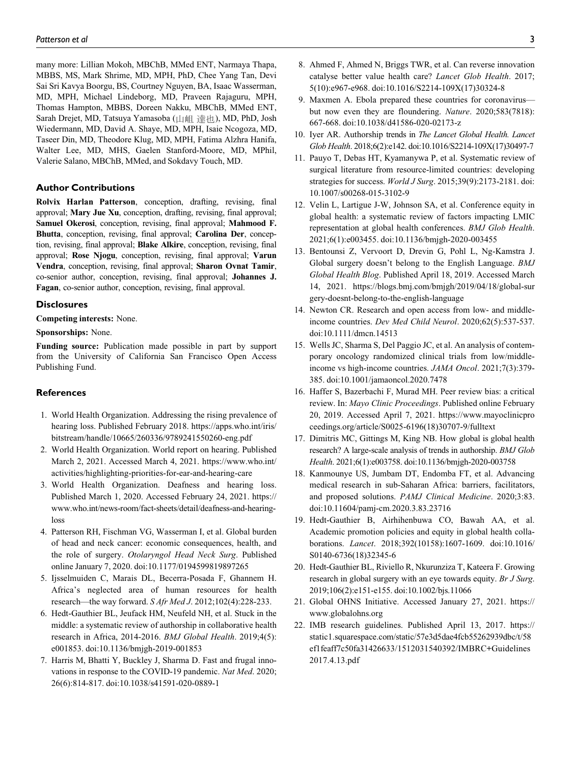many more: Lillian Mokoh, MBChB, MMed ENT, Narmaya Thapa, MBBS, MS, Mark Shrime, MD, MPH, PhD, Chee Yang Tan, Devi Sai Sri Kavya Boorgu, BS, Courtney Nguyen, BA, Isaac Wasserman, MD, MPH, Michael Lindeborg, MD, Praveen Rajaguru, MPH, Thomas Hampton, MBBS, Doreen Nakku, MBChB, MMed ENT, Sarah Drejet, MD, Tatsuya Yamasoba (山岨 達也), MD, PhD, Josh Wiedermann, MD, David A. Shaye, MD, MPH, Isaie Ncogoza, MD, Taseer Din, MD, Theodore Klug, MD, MPH, Fatima Alzhra Hanifa, Walter Lee, MD, MHS, Gaelen Stanford-Moore, MD, MPhil, Valerie Salano, MBChB, MMed, and Sokdavy Touch, MD.

## Author Contributions

**Rolvix Harlan Patterson**, conception, drafting, revising, final approval; **Mary Jue Xu**, conception, drafting, revising, final approval; **Samuel Okerosi**, conception, revising, final approval; **Mahmood F. Bhutta**, conception, revising, final approval; **Carolina Der**, conception, revising, final approval; **Blake Alkire**, conception, revising, final approval; **Rose Njogu**, conception, revising, final approval; **Varun Vendra**, conception, revising, final approval; **Sharon Ovnat Tamir**, co-senior author, conception, revising, final approval; **Johannes J. Fagan**, co-senior author, conception, revising, final approval.

## Disclosures

**Competing interests:** None.

**Sponsorships:** None.

**Funding source:** Publication made possible in part by support from the University of California San Francisco Open Access Publishing Fund.

## References

1. World Health Organization. Addressing the rising prevalence of hearing loss. Published February 2018. https://apps.who.int/iris/bitstream/handle/10665/260336/9789241550260-eng.pdf
2. World Health Organization. World report on hearing. Published March 2, 2021. Accessed March 4, 2021. https://www.who.int/activities/highlighting-priorities-for-ear-and-hearing-care
3. World Health Organization. Deafness and hearing loss. Published March 1, 2020. Accessed February 24, 2021. https://www.who.int/news-room/fact-sheets/detail/deafness-and-hearing-loss
4. Patterson RH, Fischman VG, Wasserman I, et al. Global burden of head and neck cancer: economic consequences, health, and the role of surgery. *Otolaryngol Head Neck Surg*. Published online January 7, 2020. doi:10.1177/0194599819897265
5. Ijsselmuiden C, Marais DL, Becerra-Posada F, Ghannem H. Africa's neglected area of human resources for health research—the way forward. *S Afr Med J*. 2012;102(4):228-233.
6. Hedt-Gauthier BL, Jeufack HM, Neufeld NH, et al. Stuck in the middle: a systematic review of authorship in collaborative health research in Africa, 2014-2016. *BMJ Global Health*. 2019;4(5):e001853. doi:10.1136/bmjgh-2019-001853
7. Harris M, Bhatti Y, Buckley J, Sharma D. Fast and frugal innovations in response to the COVID-19 pandemic. *Nat Med*. 2020;26(6):814-817. doi:10.1038/s41591-020-0889-1
8. Ahmed F, Ahmed N, Briggs TWR, et al. Can reverse innovation catalyse better value health care? *Lancet Glob Health*. 2017;5(10):e967-e968. doi:10.1016/S2214-109X(17)30324-8
9. Maxmen A. Ebola prepared these countries for coronavirus—but now even they are floundering. *Nature*. 2020;583(7818):667-668. doi:10.1038/d41586-020-02173-z
10. Iyer AR. Authorship trends in *The Lancet Global Health. Lancet Glob Health*. 2018;6(2):e142. doi:10.1016/S2214-109X(17)30497-7
11. Pauyo T, Debas HT, Kyamanywa P, et al. Systematic review of surgical literature from resource-limited countries: developing strategies for success. *World J Surg*. 2015;39(9):2173-2181. doi:10.1007/s00268-015-3102-9
12. Velin L, Lartigue J-W, Johnson SA, et al. Conference equity in global health: a systematic review of factors impacting LMIC representation at global health conferences. *BMJ Glob Health*. 2021;6(1):e003455. doi:10.1136/bmjgh-2020-003455
13. Bentounsi Z, Vervoort D, Drevin G, Pohl L, Ng-Kamstra J. Global surgery doesn't belong to the English Language. *BMJ Global Health Blog*. Published April 18, 2019. Accessed March 14, 2021. https://blogs.bmj.com/bmjgh/2019/04/18/global-surgery-doesnt-belong-to-the-english-language
14. Newton CR. Research and open access from low- and middle-income countries. *Dev Med Child Neurol*. 2020;62(5):537-537. doi:10.1111/dmcn.14513
15. Wells JC, Sharma S, Del Paggio JC, et al. An analysis of contemporary oncology randomized clinical trials from low/middle-income vs high-income countries. *JAMA Oncol*. 2021;7(3):379-385. doi:10.1001/jamaoncol.2020.7478
16. Haffer S, Bazerbachi F, Murad MH. Peer review bias: a critical review. In: *Mayo Clinic Proceedings*. Published online February 20, 2019. Accessed April 7, 2021. https://www.mayoclinicproceedings.org/article/S0025-6196(18)30707-9/fulltext
17. Dimitris MC, Gittings M, King NB. How global is global health research? A large-scale analysis of trends in authorship. *BMJ Glob Health*. 2021;6(1):e003758. doi:10.1136/bmjgh-2020-003758
18. Kanmounye US, Jumbam DT, Endomba FT, et al. Advancing medical research in sub-Saharan Africa: barriers, facilitators, and proposed solutions. *PAMJ Clinical Medicine*. 2020;3:83. doi:10.11604/pamj-cm.2020.3.83.23716
19. Hedt-Gauthier B, Airhihenbuwa CO, Bawah AA, et al. Academic promotion policies and equity in global health collaborations. *Lancet*. 2018;392(10158):1607-1609. doi:10.1016/S0140-6736(18)32345-6
20. Hedt-Gauthier BL, Riviello R, Nkurunziza T, Kateera F. Growing research in global surgery with an eye towards equity. *Br J Surg*. 2019;106(2):e151-e155. doi:10.1002/bjs.11066
21. Global OHNS Initiative. Accessed January 27, 2021. https://www.globalohns.org
22. IMB research guidelines. Published April 13, 2017. https://static1.squarespace.com/static/57e3d5dae4fcb55262939dbc/t/58ef1feaff7c50fa31426633/1512031540392/IMBRC+Guidelines2017.4.13.pdf